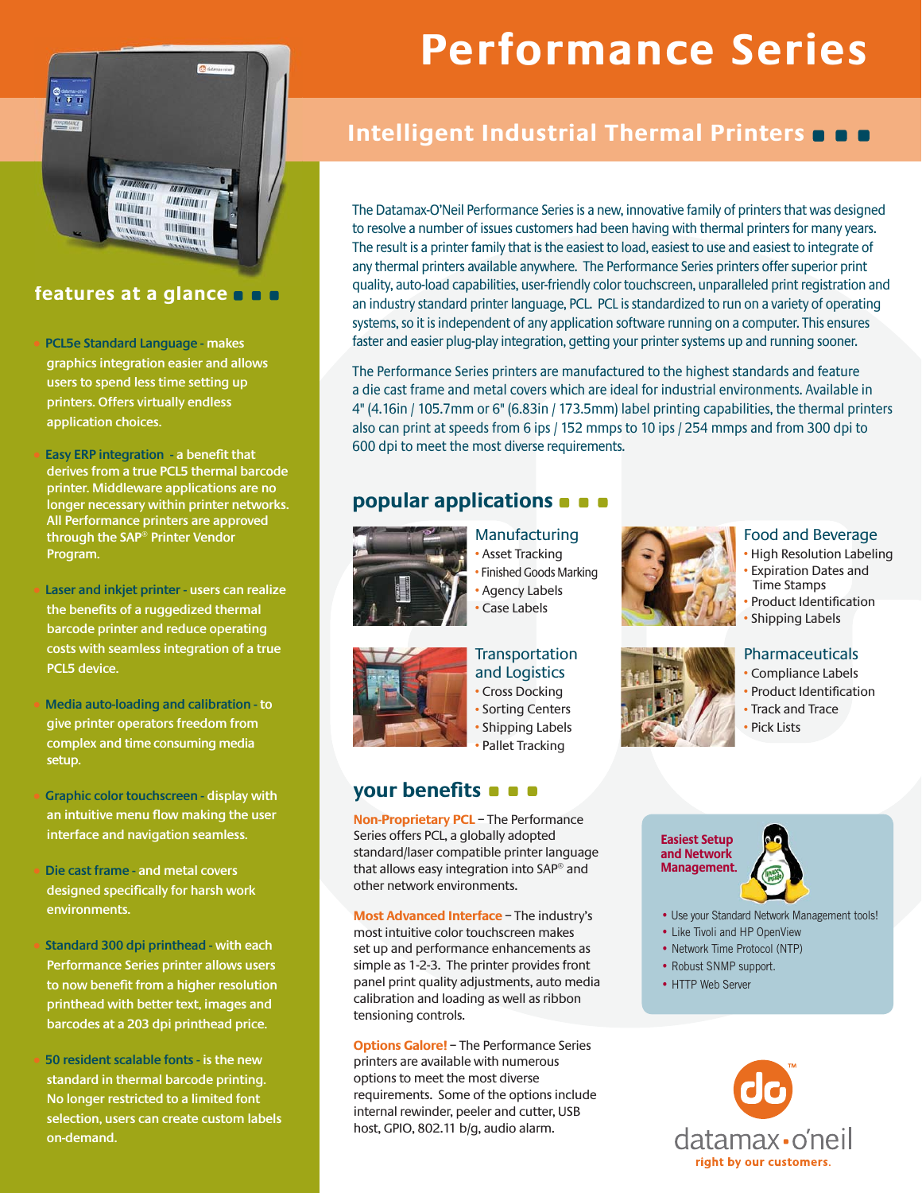# Performance Series

## Intelligent Industrial Thermal Printers

The Datamax-O'Neil Performance Series is a new, innovative family of printers that was designed to resolve a number of issues customers had been having with thermal printers for many years. The result is a printer family that is the easiest to load, easiest to use and easiest to integrate of any thermal printers available anywhere. The Performance Series printers offer superior print quality, auto-load capabilities, user-friendly color touchscreen, unparalleled print registration and an industry standard printer language, PCL. PCL is standardized to run on a variety of operating systems, so it is independent of any application software running on a computer. This ensures faster and easier plug-play integration, getting your printer systems up and running sooner.

The Performance Series printers are manufactured to the highest standards and feature a die cast frame and metal covers which are ideal for industrial environments. Available in 4" (4.16in / 105.7mm or 6" (6.83in / 173.5mm) label printing capabilities, the thermal printers also can print at speeds from 6 ips / 152 mmps to 10 ips / 254 mmps and from 300 dpi to 600 dpi to meet the most diverse requirements.

## features at a glance

- **PCL5e Standard Language** - makes graphics integration easier and allows users to spend less time setting up printers. Offers virtually endless application choices.
- **Easy ERP integration** - a benefit that derives from a true PCL5 thermal barcode printer. Middleware applications are no longer necessary within printer networks. All Performance printers are approved through the SAP® Printer Vendor Program.
- **Laser and inkjet printer** - users can realize the benefits of a ruggedized thermal barcode printer and reduce operating costs with seamless integration of a true PCL5 device.
- **Media auto-loading and calibration** - to give printer operators freedom from complex and time consuming media setup.
- **Graphic color touchscreen** - display with an intuitive menu flow making the user interface and navigation seamless.
- **Die cast frame** - and metal covers designed specifically for harsh work environments.
- **Standard 300 dpi printhead** - with each Performance Series printer allows users to now benefit from a higher resolution printhead with better text, images and barcodes at a 203 dpi printhead price.
- **50 resident scalable fonts** - is the new standard in thermal barcode printing. No longer restricted to a limited font selection, users can create custom labels on-demand.

## popular applications

### Manufacturing
- Asset Tracking
- Finished Goods Marking
- Agency Labels
- Case Labels

### Food and Beverage
- High Resolution Labeling
- Expiration Dates and Time Stamps
- Product Identification
- Shipping Labels

### Transportation and Logistics
- Cross Docking
- Sorting Centers
- Shipping Labels
- Pallet Tracking

### Pharmaceuticals
- Compliance Labels
- Product Identification
- Track and Trace
- Pick Lists

## your benefits

**Non-Proprietary PCL** – The Performance Series offers PCL, a globally adopted standard/laser compatible printer language that allows easy integration into SAP® and other network environments.

**Most Advanced Interface** – The industry's most intuitive color touchscreen makes set up and performance enhancements as simple as 1-2-3. The printer provides front panel print quality adjustments, auto media calibration and loading as well as ribbon tensioning controls.

**Options Galore!** – The Performance Series printers are available with numerous options to meet the most diverse requirements. Some of the options include internal rewinder, peeler and cutter, USB host, GPIO, 802.11 b/g, audio alarm.

**Easiest Setup and Network Management.**

- Use your Standard Network Management tools!
- Like Tivoli and HP OpenView
- Network Time Protocol (NTP)
- Robust SNMP support.
- HTTP Web Server

datamax·o'neil
right by our customers.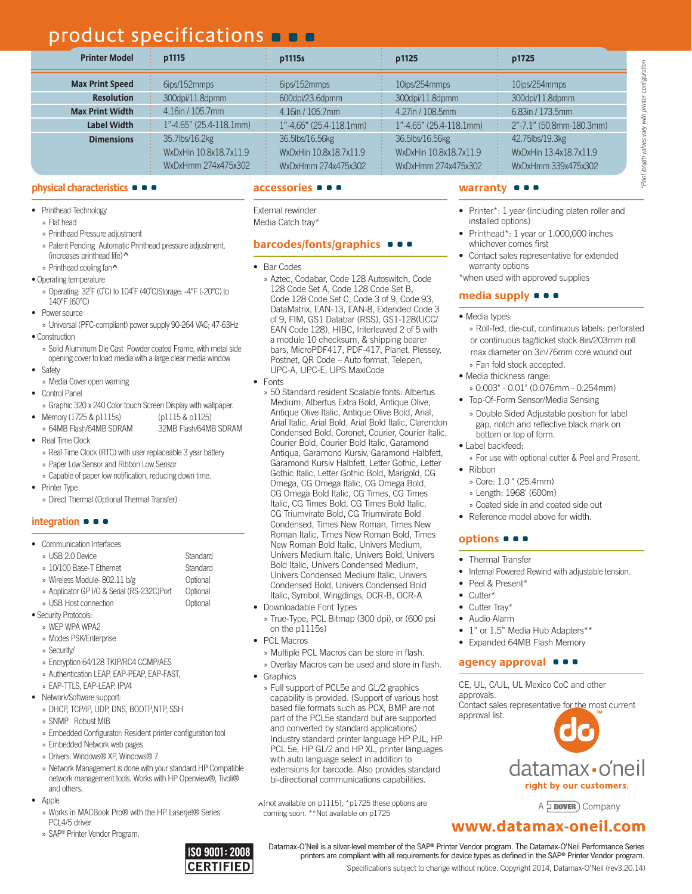# product specifications

| Printer Model | p1115 | p1115s | p1125 | p1725 |
|---|---|---|---|---|
| Max Print Speed | 6ips/152mmps | 6ips/152mmps | 10ips/254mmps | 10ips/254mmps |
| Resolution | 300dpi/11.8dpmm | 600dpi/23.6dpmm | 300dpi/11.8dpmm | 300dpi/11.8dpmm |
| Max Print Width | 4.16in / 105.7mm | 4.16in / 105.7mm | 4.27in / 108.5mm | 6.83in / 173.5mm |
| Label Width | 1"-4.65" (25.4-118.1mm) | 1"-4.65" (25.4-118.1mm) | 1"-4.65" (25.4-118.1mm) | 2"-7.1" (50.8mm-180.3mm) |
| Dimensions | 35.7lbs/16.2kg WxDxHin 10.8x18.7x11.9 WxDxHmm 274x475x302 | 36.5lbs/16.56kg WxDxHin 10.8x18.7x11.9 WxDxHmm 274x475x302 | 36.5lbs/16.56kg WxDxHin 10.8x18.7x11.9 WxDxHmm 274x475x302 | 42.75lbs/19.3kg WxDxHin 13.4x18.7x11.9 WxDxHmm 339x475x302 |

*Print length values vary with printer configuration

## physical characteristics

- Printhead Technology
  - » Flat head
  - » Printhead Pressure adjustment
  - » Patent Pending Automatic Printhead pressure adjustment. (increases printhead life)^
  - » Printhead cooling fan^
- Operating temperature
  - » Operating: 32°F (0°C) to 104°F (40°C)Storage: -4°F (-20°C) to 140°F (60°C)
- Power source
  - » Universal (PFC-compliant) power supply 90-264 VAC; 47-63Hz
- Construction
  - » Solid Aluminum Die Cast Powder coated Frame, with metal side opening cover to load media with a large clear media window
- Safety
  - » Media Cover open warning
- Control Panel
  - » Graphic 320 x 240 Color touch Screen Display with wallpaper.
- Memory (1725 & p1115s) (p1115 & p1125)
  - » 64MB Flash/64MB SDRAM 32MB Flash/64MB SDRAM
- Real Time Clock
  - » Real Time Clock (RTC) with user replaceable 3 year battery
  - » Paper Low Sensor and Ribbon Low Sensor
  - » Capable of paper low notification, reducing down time.
- Printer Type
  - » Direct Thermal (Optional Thermal Transfer)

## integration

- Communication Interfaces
  - » USB 2.0 Device — Standard
  - » 10/100 Base-T Ethernet — Standard
  - » Wireless Module- 802.11 b/g — Optional
  - » Applicator GP I/O & Serial (RS-232C)Port — Optional
  - » USB Host connection — Optional
- Security Protocols:
  - » WEP WPA WPA2
  - » Modes PSK/Enterprise
  - » Security/
  - » Encryption 64/128 TKIP/RC4 CCMP/AES
  - » Authentication LEAP, EAP-PEAP, EAP-FAST,
  - » EAP-TTLS, EAP-LEAP, IPV4
- Network/Software support:
  - » DHCP, TCP/IP, UDP, DNS, BOOTP,NTP, SSH
  - » SNMP Robust MIB
  - » Embedded Configurator: Resident printer configuration tool
  - » Embedded Network web pages
  - » Drivers: Windows® XP, Windows® 7
  - » Network Management is done with your standard HP Compatible network management tools. Works with HP Openview®, Tivoli® and others.
- Apple
  - » Works in MACBook Pro® with the HP Laserjet® Series PCL4/5 driver
  - » SAP® Printer Vendor Program.

## accessories

External rewinder
Media Catch tray*

## barcodes/fonts/graphics

- Bar Codes
  - » Aztec, Codabar, Code 128 Autoswitch, Code 128 Code Set A, Code 128 Code Set B, Code 128 Code Set C, Code 3 of 9, Code 93, DataMatrix, EAN-13, EAN-8, Extended Code 3 of 9, FIM, GS1 Databar (RSS), GS1-128(UCC/EAN Code 128), HIBC, Interleaved 2 of 5 with a module 10 checksum, & shipping bearer bars, MicroPDF417, PDF-417, Planet, Plessey, Postnet, QR Code – Auto format, Telepen, UPC-A, UPC-E, UPS MaxiCode
- Fonts
  - » 50 Standard resident Scalable fonts: Albertus Medium, Albertus Extra Bold, Antique Olive, Antique Olive Italic, Antique Olive Bold, Arial, Arial Italic, Arial Bold, Arial Bold Italic, Clarendon Condensed Bold, Coronet, Courier, Courier Italic, Courier Bold, Courier Bold Italic, Garamond Antiqua, Garamond Kursiv, Garamond Halbfett, Garamond Kursiv Halbfett, Letter Gothic, Letter Gothic Italic, Letter Gothic Bold, Marigold, CG Omega, CG Omega Italic, CG Omega Bold, CG Omega Bold Italic, CG Times, CG Times Italic, CG Times Bold, CG Times Bold Italic, CG Triumvirate Bold, CG Triumvirate Bold Condensed, Times New Roman, Times New Roman Italic, Times New Roman Bold, Times New Roman Bold Italic, Univers Medium, Univers Medium Italic, Univers Bold, Univers Bold Italic, Univers Condensed Medium, Univers Condensed Medium Italic, Univers Condensed Bold, Univers Condensed Bold Italic, Symbol, Wingdings, OCR-B, OCR-A
- Downloadable Font Types
  - » True-Type, PCL Bitmap (300 dpi), or (600 psi on the p1115s)
- PCL Macros
  - » Multiple PCL Macros can be store in flash.
  - » Overlay Macros can be used and store in flash.
- Graphics
  - » Full support of PCL5e and GL/2 graphics capability is provided. (Support of various host based file formats such as PCX, BMP are not part of the PCL5e standard but are supported and converted by standard applications) Industry standard printer language HP PJL, HP PCL 5e, HP GL/2 and HP XL, printer languages with auto language select in addition to extensions for barcode. Also provides standard bi-directional communications capabilities.

^[not available on p1115], *p1725 these options are coming soon. **Not available on p1725

## warranty

- Printer*: 1 year (including platen roller and installed options)
- Printhead*: 1 year or 1,000,000 inches whichever comes first
- Contact sales representative for extended warranty options

*when used with approved supplies

## media supply

- Media types:
  - » Roll-fed, die-cut, continuous labels: perforated or continuous tag/ticket stock 8in/203mm roll max diameter on 3in/76mm core wound out
  - » Fan fold stock accepted.
- Media thickness range:
  - » 0.003" - 0.01" (0.076mm - 0.254mm)
- Top-Of-Form Sensor/Media Sensing
  - » Double Sided Adjustable position for label gap, notch and reflective black mark on bottom or top of form.
- Label backfeed:
  - » For use with optional cutter & Peel and Present.
- Ribbon
  - » Core: 1.0 " (25.4mm)
  - » Length: 1968' (600m)
  - » Coated side in and coated side out
- Reference model above for width.

## options

- Thermal Transfer
- Internal Powered Rewind with adjustable tension.
- Peel & Present*
- Cutter*
- Cutter Tray*
- Audio Alarm
- 1" or 1.5" Media Hub Adapters**
- Expanded 64MB Flash Memory

## agency approval

CE, UL, C/UL, UL Mexico CoC and other approvals.
Contact sales representative for the most current approval list.

datamax·o'neil
right by our customers.
A DOVER Company

www.datamax-oneil.com

ISO 9001: 2008 CERTIFIED

Datamax-O'Neil is a silver-level member of the SAP® Printer Vendor program. The Datamax-O'Neil Performance Series printers are compliant with all requirements for device types as defined in the SAP® Printer Vendor program.

Specifications subject to change without notice. Copyright 2014, Datamax-O'Neil (rev3.20.14)